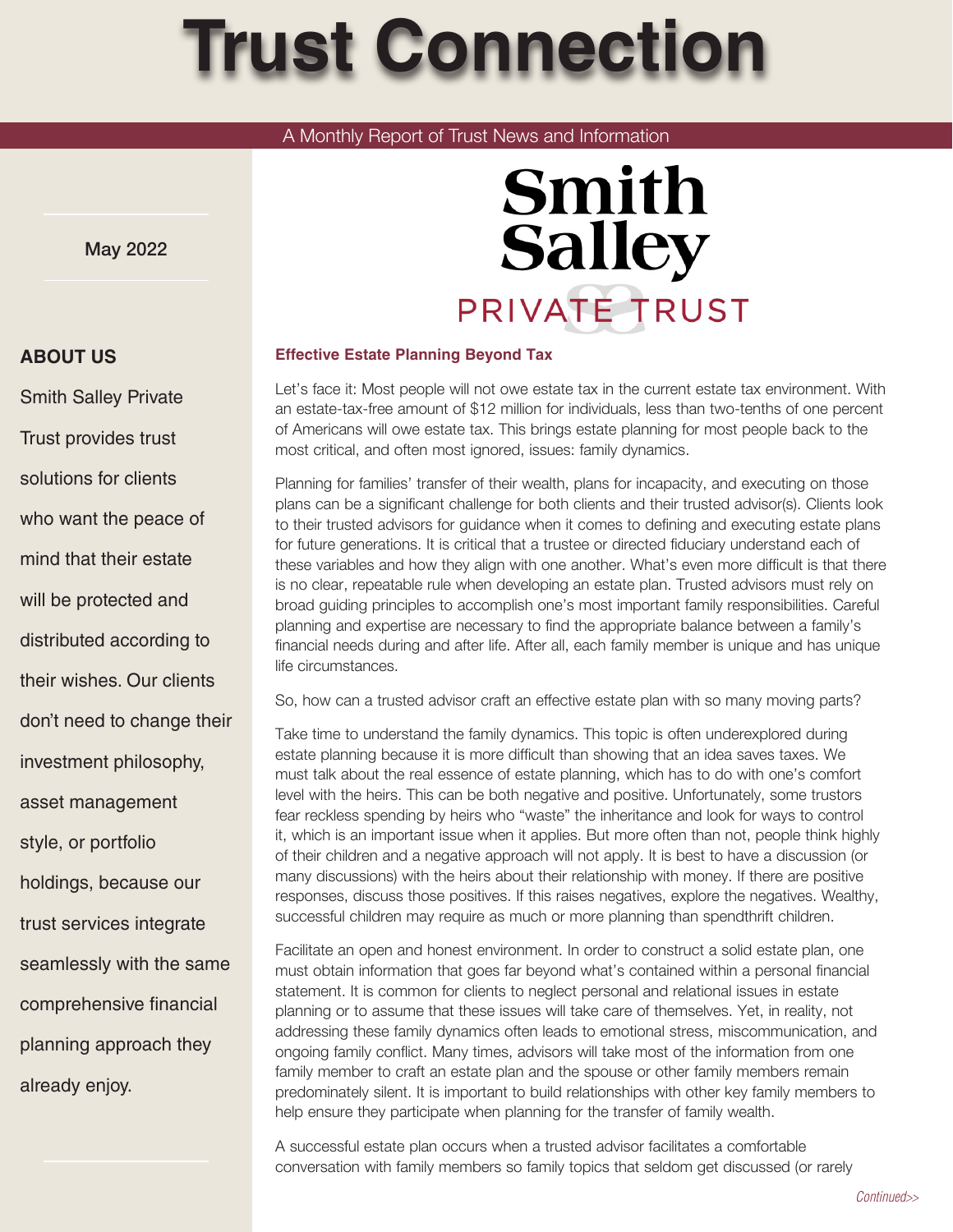# Trust Connection

A Monthly Report of Trust News and Information

May 2022

Smith Salley PRIVATE TRUST

## ABOUT US

Smith Salley Private Trust provides trust solutions for clients who want the peace of mind that their estate will be protected and distributed according to their wishes. Our clients don't need to change their investment philosophy, asset management style, or portfolio holdings, because our trust services integrate seamlessly with the same comprehensive financial planning approach they already enjoy.

## Effective Estate Planning Beyond Tax

Let's face it: Most people will not owe estate tax in the current estate tax environment. With an estate-tax-free amount of $12 million for individuals, less than two-tenths of one percent of Americans will owe estate tax. This brings estate planning for most people back to the most critical, and often most ignored, issues: family dynamics.

Planning for families' transfer of their wealth, plans for incapacity, and executing on those plans can be a significant challenge for both clients and their trusted advisor(s). Clients look to their trusted advisors for guidance when it comes to defining and executing estate plans for future generations. It is critical that a trustee or directed fiduciary understand each of these variables and how they align with one another. What's even more difficult is that there is no clear, repeatable rule when developing an estate plan. Trusted advisors must rely on broad guiding principles to accomplish one's most important family responsibilities. Careful planning and expertise are necessary to find the appropriate balance between a family's financial needs during and after life. After all, each family member is unique and has unique life circumstances.

So, how can a trusted advisor craft an effective estate plan with so many moving parts?

Take time to understand the family dynamics. This topic is often underexplored during estate planning because it is more difficult than showing that an idea saves taxes. We must talk about the real essence of estate planning, which has to do with one's comfort level with the heirs. This can be both negative and positive. Unfortunately, some trustors fear reckless spending by heirs who "waste" the inheritance and look for ways to control it, which is an important issue when it applies. But more often than not, people think highly of their children and a negative approach will not apply. It is best to have a discussion (or many discussions) with the heirs about their relationship with money. If there are positive responses, discuss those positives. If this raises negatives, explore the negatives. Wealthy, successful children may require as much or more planning than spendthrift children.

Facilitate an open and honest environment. In order to construct a solid estate plan, one must obtain information that goes far beyond what's contained within a personal financial statement. It is common for clients to neglect personal and relational issues in estate planning or to assume that these issues will take care of themselves. Yet, in reality, not addressing these family dynamics often leads to emotional stress, miscommunication, and ongoing family conflict. Many times, advisors will take most of the information from one family member to craft an estate plan and the spouse or other family members remain predominately silent. It is important to build relationships with other key family members to help ensure they participate when planning for the transfer of family wealth.

A successful estate plan occurs when a trusted advisor facilitates a comfortable conversation with family members so family topics that seldom get discussed (or rarely

*Continued>>*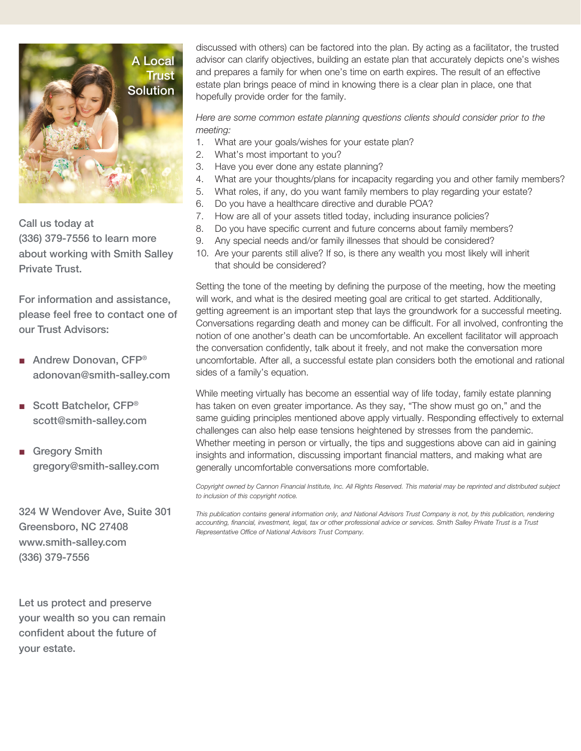discussed with others) can be factored into the plan. By acting as a facilitator, the trusted advisor can clarify objectives, building an estate plan that accurately depicts one's wishes and prepares a family for when one's time on earth expires. The result of an effective estate plan brings peace of mind in knowing there is a clear plan in place, one that hopefully provide order for the family.

*Here are some common estate planning questions clients should consider prior to the meeting:*

1. What are your goals/wishes for your estate plan?
2. What's most important to you?
3. Have you ever done any estate planning?
4. What are your thoughts/plans for incapacity regarding you and other family members?
5. What roles, if any, do you want family members to play regarding your estate?
6. Do you have a healthcare directive and durable POA?
7. How are all of your assets titled today, including insurance policies?
8. Do you have specific current and future concerns about family members?
9. Any special needs and/or family illnesses that should be considered?
10. Are your parents still alive? If so, is there any wealth you most likely will inherit that should be considered?

Setting the tone of the meeting by defining the purpose of the meeting, how the meeting will work, and what is the desired meeting goal are critical to get started. Additionally, getting agreement is an important step that lays the groundwork for a successful meeting. Conversations regarding death and money can be difficult. For all involved, confronting the notion of one another's death can be uncomfortable. An excellent facilitator will approach the conversation confidently, talk about it freely, and not make the conversation more uncomfortable. After all, a successful estate plan considers both the emotional and rational sides of a family's equation.

While meeting virtually has become an essential way of life today, family estate planning has taken on even greater importance. As they say, "The show must go on," and the same guiding principles mentioned above apply virtually. Responding effectively to external challenges can also help ease tensions heightened by stresses from the pandemic. Whether meeting in person or virtually, the tips and suggestions above can aid in gaining insights and information, discussing important financial matters, and making what are generally uncomfortable conversations more comfortable.

*Copyright owned by Cannon Financial Institute, Inc. All Rights Reserved. This material may be reprinted and distributed subject to inclusion of this copyright notice.*

*This publication contains general information only, and National Advisors Trust Company is not, by this publication, rendering accounting, financial, investment, legal, tax or other professional advice or services. Smith Salley Private Trust is a Trust Representative Office of National Advisors Trust Company.*

A Local Trust Solution

Call us today at (336) 379-7556 to learn more about working with Smith Salley Private Trust.

For information and assistance, please feel free to contact one of our Trust Advisors:

- Andrew Donovan, CFP®
  adonovan@smith-salley.com
- Scott Batchelor, CFP®
  scott@smith-salley.com
- Gregory Smith
  gregory@smith-salley.com

324 W Wendover Ave, Suite 301
Greensboro, NC 27408
www.smith-salley.com
(336) 379-7556

Let us protect and preserve your wealth so you can remain confident about the future of your estate.